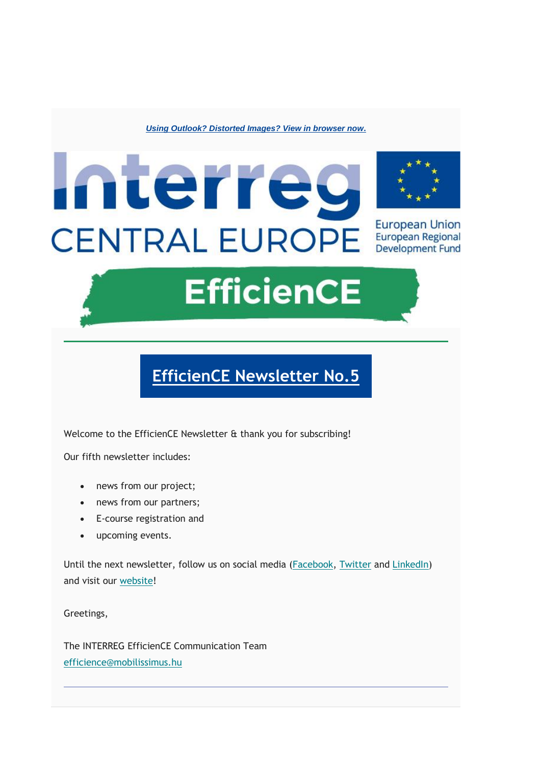*Using Outlook? Distorted Images? View in browser now.*

Interreg
CENTRAL EUROPE

European Union
European Regional Development Fund

EfficienCE

# EfficienCE Newsletter No.5

Welcome to the EfficienCE Newsletter & thank you for subscribing!

Our fifth newsletter includes:

- news from our project;
- news from our partners;
- E-course registration and
- upcoming events.

Until the next newsletter, follow us on social media (Facebook, Twitter and LinkedIn) and visit our website!

Greetings,

The INTERREG EfficienCE Communication Team
efficience@mobilissimus.hu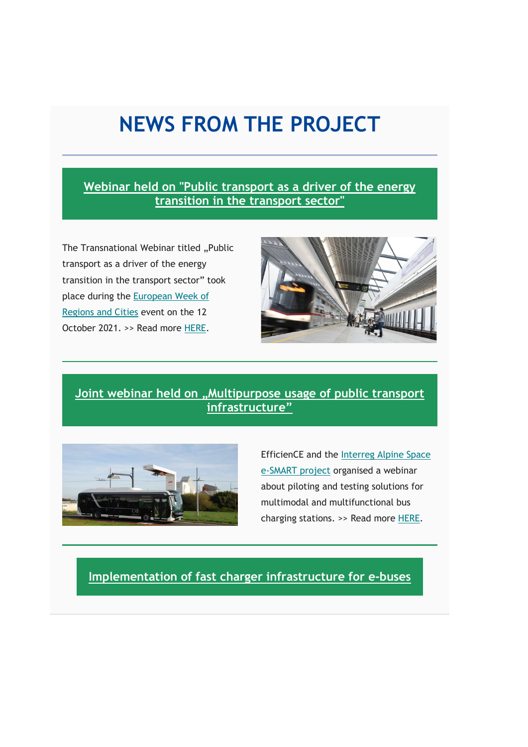# NEWS FROM THE PROJECT

## Webinar held on "Public transport as a driver of the energy transition in the transport sector"

The Transnational Webinar titled „Public transport as a driver of the energy transition in the transport sector" took place during the European Week of Regions and Cities event on the 12 October 2021. >> Read more HERE.

## Joint webinar held on „Multipurpose usage of public transport infrastructure"

EfficienCE and the Interreg Alpine Space e-SMART project organised a webinar about piloting and testing solutions for multimodal and multifunctional bus charging stations. >> Read more HERE.

## Implementation of fast charger infrastructure for e-buses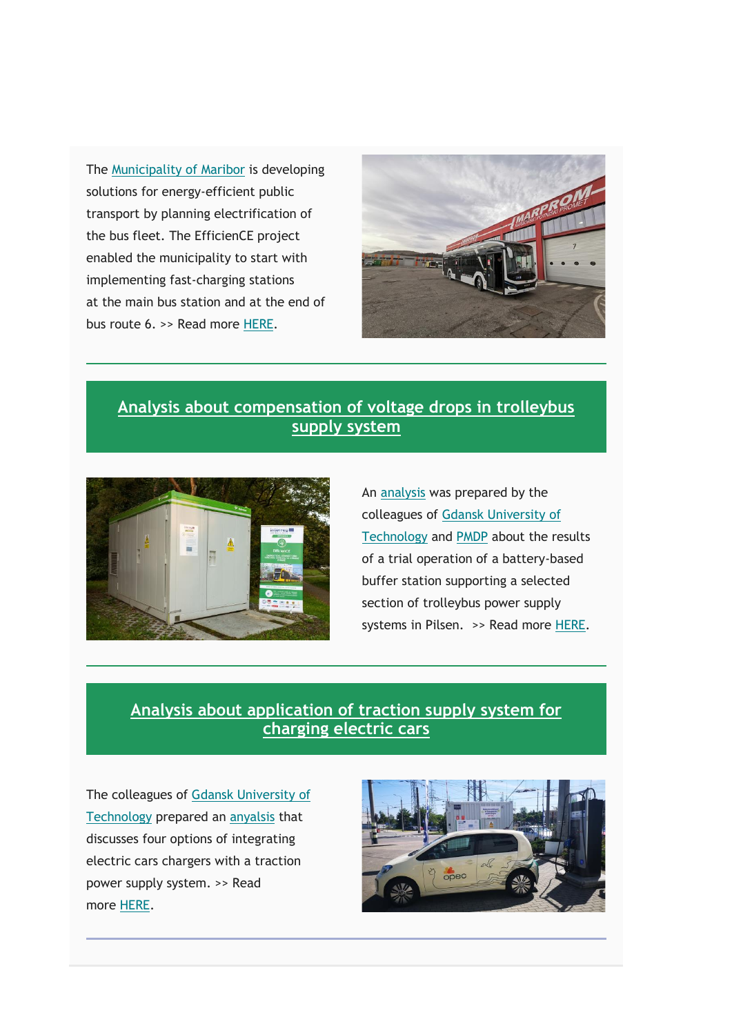The Municipality of Maribor is developing solutions for energy-efficient public transport by planning electrification of the bus fleet. The EfficienCE project enabled the municipality to start with implementing fast-charging stations at the main bus station and at the end of bus route 6. >> Read more HERE.

---

## Analysis about compensation of voltage drops in trolleybus supply system

An analysis was prepared by the colleagues of Gdansk University of Technology and PMDP about the results of a trial operation of a battery-based buffer station supporting a selected section of trolleybus power supply systems in Pilsen. >> Read more HERE.

---

## Analysis about application of traction supply system for charging electric cars

The colleagues of Gdansk University of Technology prepared an anyalsis that discusses four options of integrating electric cars chargers with a traction power supply system. >> Read more HERE.

---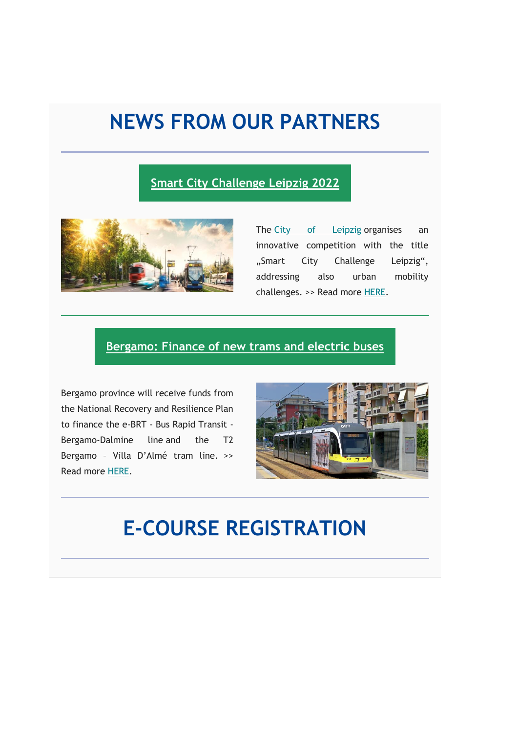# NEWS FROM OUR PARTNERS

## Smart City Challenge Leipzig 2022

The City of Leipzig organises an innovative competition with the title „Smart City Challenge Leipzig“, addressing also urban mobility challenges. >> Read more HERE.

## Bergamo: Finance of new trams and electric buses

Bergamo province will receive funds from the National Recovery and Resilience Plan to finance the e-BRT - Bus Rapid Transit - Bergamo-Dalmine line and the T2 Bergamo – Villa D’Almé tram line. >> Read more HERE.

# E-COURSE REGISTRATION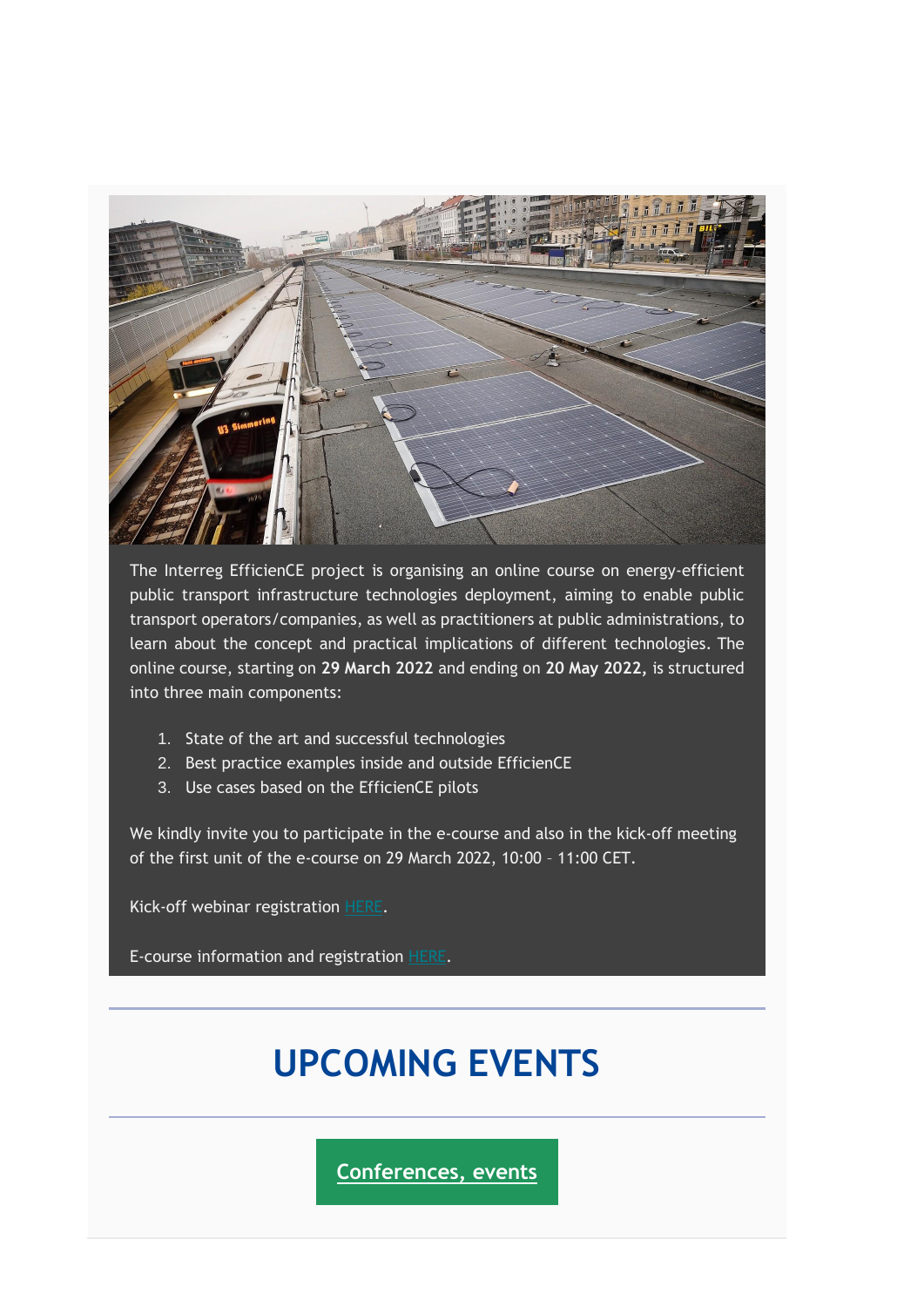The Interreg EfficienCE project is organising an online course on energy-efficient public transport infrastructure technologies deployment, aiming to enable public transport operators/companies, as well as practitioners at public administrations, to learn about the concept and practical implications of different technologies. The online course, starting on **29 March 2022** and ending on **20 May 2022,** is structured into three main components:

1. State of the art and successful technologies
2. Best practice examples inside and outside EfficienCE
3. Use cases based on the EfficienCE pilots

We kindly invite you to participate in the e-course and also in the kick-off meeting of the first unit of the e-course on 29 March 2022, 10:00 – 11:00 CET.

Kick-off webinar registration HERE.

E-course information and registration HERE.

# UPCOMING EVENTS

Conferences, events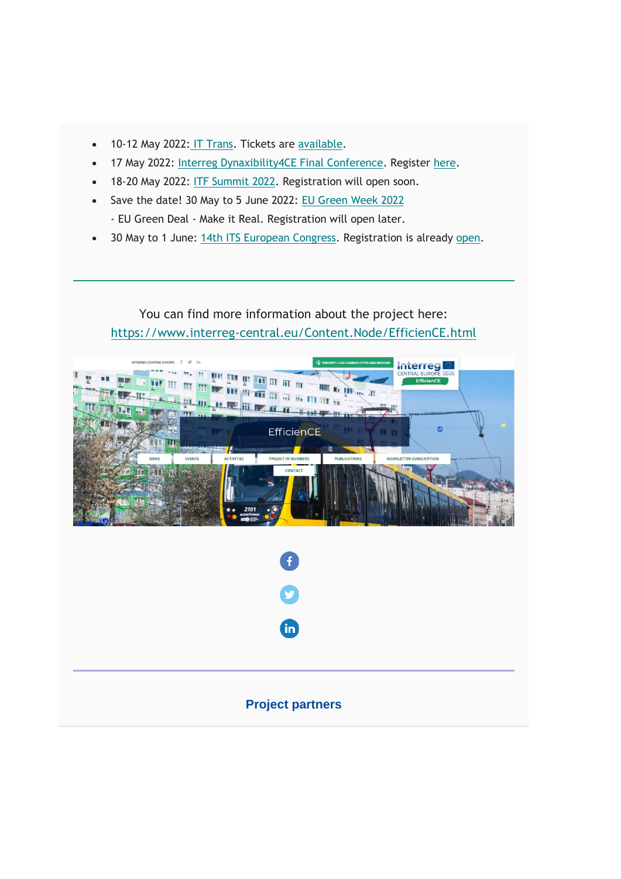- 10-12 May 2022: IT Trans. Tickets are available.
- 17 May 2022: Interreg Dynaxibility4CE Final Conference. Register here.
- 18-20 May 2022: ITF Summit 2022. Registration will open soon.
- Save the date! 30 May to 5 June 2022: EU Green Week 2022 - EU Green Deal - Make it Real. Registration will open later.
- 30 May to 1 June: 14th ITS European Congress. Registration is already open.

---

You can find more information about the project here: https://www.interreg-central.eu/Content.Node/EfficienCE.html

---

**Project partners**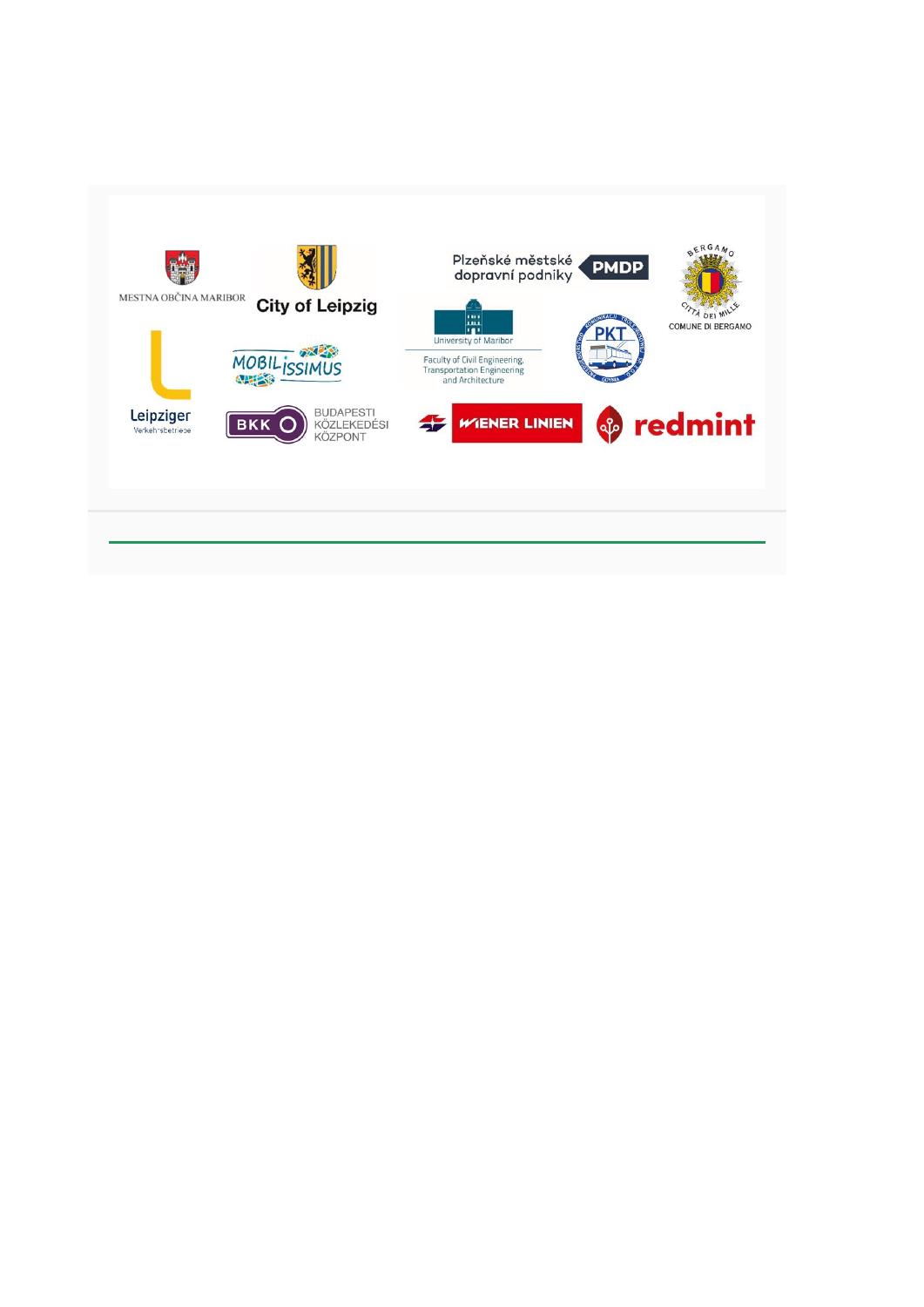MESTNA OBČINA MARIBOR

City of Leipzig

Plzeňské městské dopravní podniky PMDP

COMUNE DI BERGAMO

University of Maribor

Faculty of Civil Engineering, Transportation Engineering and Architecture

PKT

Leipziger Verkehrsbetriebe

MOBILISSIMUS

BKK BUDAPESTI KÖZLEKEDÉSI KÖZPONT

WIENER LINIEN

redmint